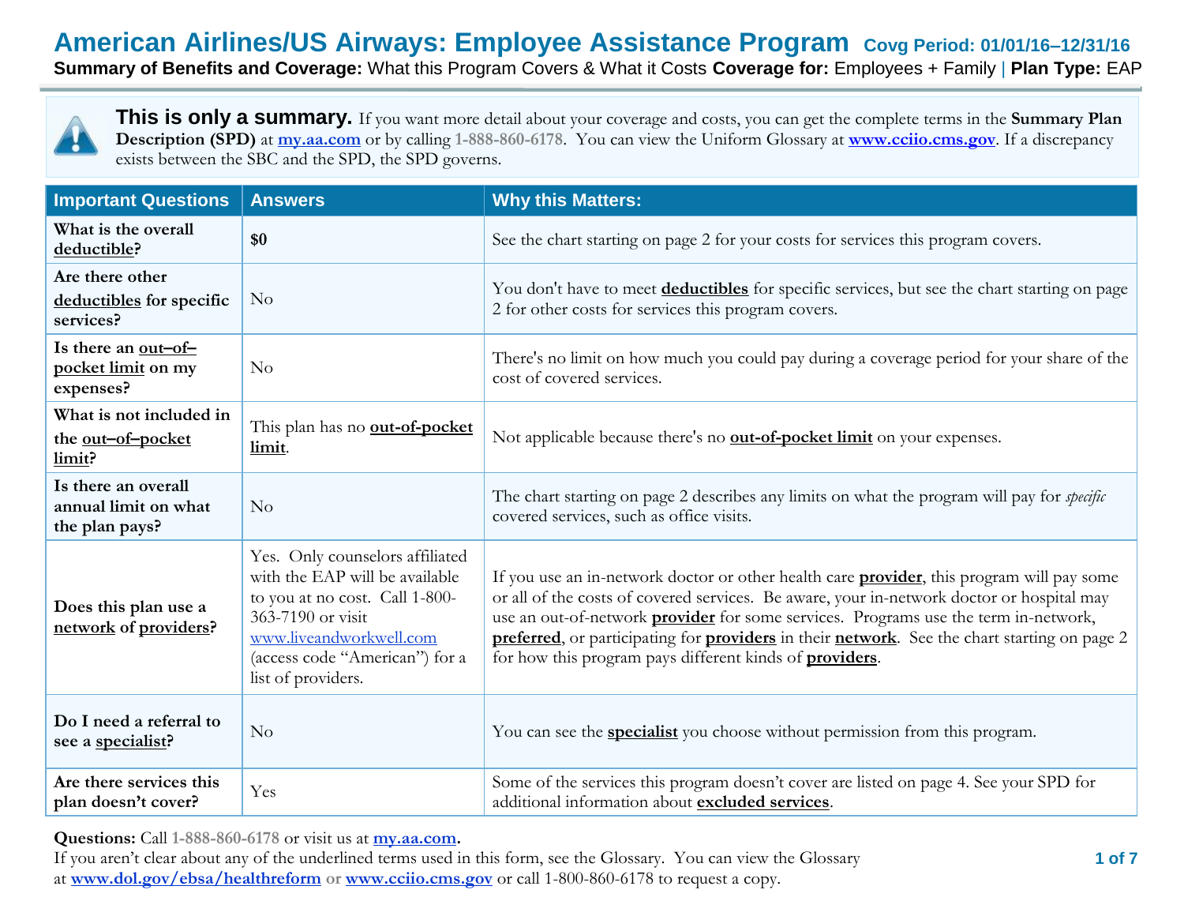# American Airlines/US Airways: Employee Assistance Program Covg Period: 01/01/16–12/31/16

**Summary of Benefits and Coverage:** What this Program Covers & What it Costs **Coverage for:** Employees + Family | **Plan Type:** EAP

**This is only a summary.** If you want more detail about your coverage and costs, you can get the complete terms in the **Summary Plan Description (SPD)** at **my.aa.com** or by calling **1-888-860-6178**. You can view the Uniform Glossary at **www.cciio.cms.gov**. If a discrepancy exists between the SBC and the SPD, the SPD governs.

| Important Questions | Answers | Why this Matters: |
|---|---|---|
| **What is the overall deductible?** | **$0** | See the chart starting on page 2 for your costs for services this program covers. |
| **Are there other deductibles for specific services?** | No | You don't have to meet **deductibles** for specific services, but see the chart starting on page 2 for other costs for services this program covers. |
| **Is there an out–of–pocket limit on my expenses?** | No | There's no limit on how much you could pay during a coverage period for your share of the cost of covered services. |
| **What is not included in the out–of–pocket limit?** | This plan has no **out-of-pocket limit**. | Not applicable because there's no **out-of-pocket limit** on your expenses. |
| **Is there an overall annual limit on what the plan pays?** | No | The chart starting on page 2 describes any limits on what the program will pay for *specific* covered services, such as office visits. |
| **Does this plan use a network of providers?** | Yes. Only counselors affiliated with the EAP will be available to you at no cost. Call 1-800-363-7190 or visit www.liveandworkwell.com (access code "American") for a list of providers. | If you use an in-network doctor or other health care **provider**, this program will pay some or all of the costs of covered services. Be aware, your in-network doctor or hospital may use an out-of-network **provider** for some services. Programs use the term in-network, **preferred**, or participating for **providers** in their **network**. See the chart starting on page 2 for how this program pays different kinds of **providers**. |
| **Do I need a referral to see a specialist?** | No | You can see the **specialist** you choose without permission from this program. |
| **Are there services this plan doesn't cover?** | Yes | Some of the services this program doesn't cover are listed on page 4. See your SPD for additional information about **excluded services**. |

**Questions:** Call **1-888-860-6178** or visit us at **my.aa.com**.
If you aren't clear about any of the underlined terms used in this form, see the Glossary. You can view the Glossary at **www.dol.gov/ebsa/healthreform** or **www.cciio.cms.gov** or call 1-800-860-6178 to request a copy.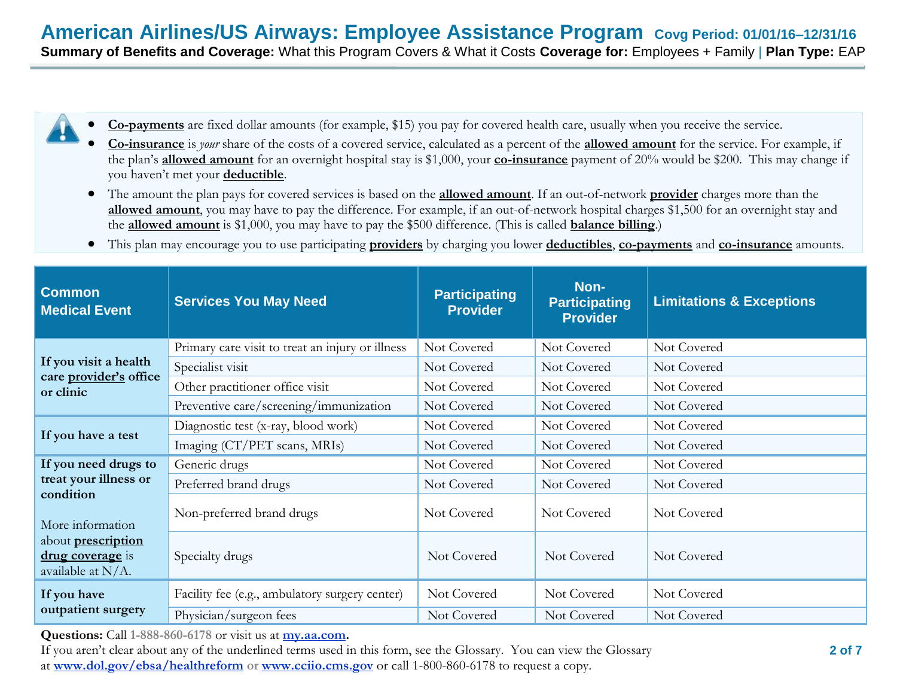- **Co-payments** are fixed dollar amounts (for example, $15) you pay for covered health care, usually when you receive the service.
- **Co-insurance** is *your* share of the costs of a covered service, calculated as a percent of the **allowed amount** for the service. For example, if the plan's **allowed amount** for an overnight hospital stay is $1,000, your **co-insurance** payment of 20% would be $200. This may change if you haven't met your **deductible**.
- The amount the plan pays for covered services is based on the **allowed amount**. If an out-of-network **provider** charges more than the **allowed amount**, you may have to pay the difference. For example, if an out-of-network hospital charges $1,500 for an overnight stay and the **allowed amount** is $1,000, you may have to pay the $500 difference. (This is called **balance billing**.)
- This plan may encourage you to use participating **providers** by charging you lower **deductibles**, **co-payments** and **co-insurance** amounts.

| Common Medical Event | Services You May Need | Participating Provider | Non-Participating Provider | Limitations & Exceptions |
|---|---|---|---|---|
| **If you visit a health care provider's office or clinic** | Primary care visit to treat an injury or illness | Not Covered | Not Covered | Not Covered |
| | Specialist visit | Not Covered | Not Covered | Not Covered |
| | Other practitioner office visit | Not Covered | Not Covered | Not Covered |
| | Preventive care/screening/immunization | Not Covered | Not Covered | Not Covered |
| **If you have a test** | Diagnostic test (x-ray, blood work) | Not Covered | Not Covered | Not Covered |
| | Imaging (CT/PET scans, MRIs) | Not Covered | Not Covered | Not Covered |
| **If you need drugs to treat your illness or condition** More information about **prescription drug coverage** is available at N/A. | Generic drugs | Not Covered | Not Covered | Not Covered |
| | Preferred brand drugs | Not Covered | Not Covered | Not Covered |
| | Non-preferred brand drugs | Not Covered | Not Covered | Not Covered |
| | Specialty drugs | Not Covered | Not Covered | Not Covered |
| **If you have outpatient surgery** | Facility fee (e.g., ambulatory surgery center) | Not Covered | Not Covered | Not Covered |
| | Physician/surgeon fees | Not Covered | Not Covered | Not Covered |

**Questions:** Call 1-888-860-6178 or visit us at **my.aa.com**.
If you aren't clear about any of the underlined terms used in this form, see the Glossary. You can view the Glossary at **www.dol.gov/ebsa/healthreform** or **www.cciio.cms.gov** or call 1-800-860-6178 to request a copy.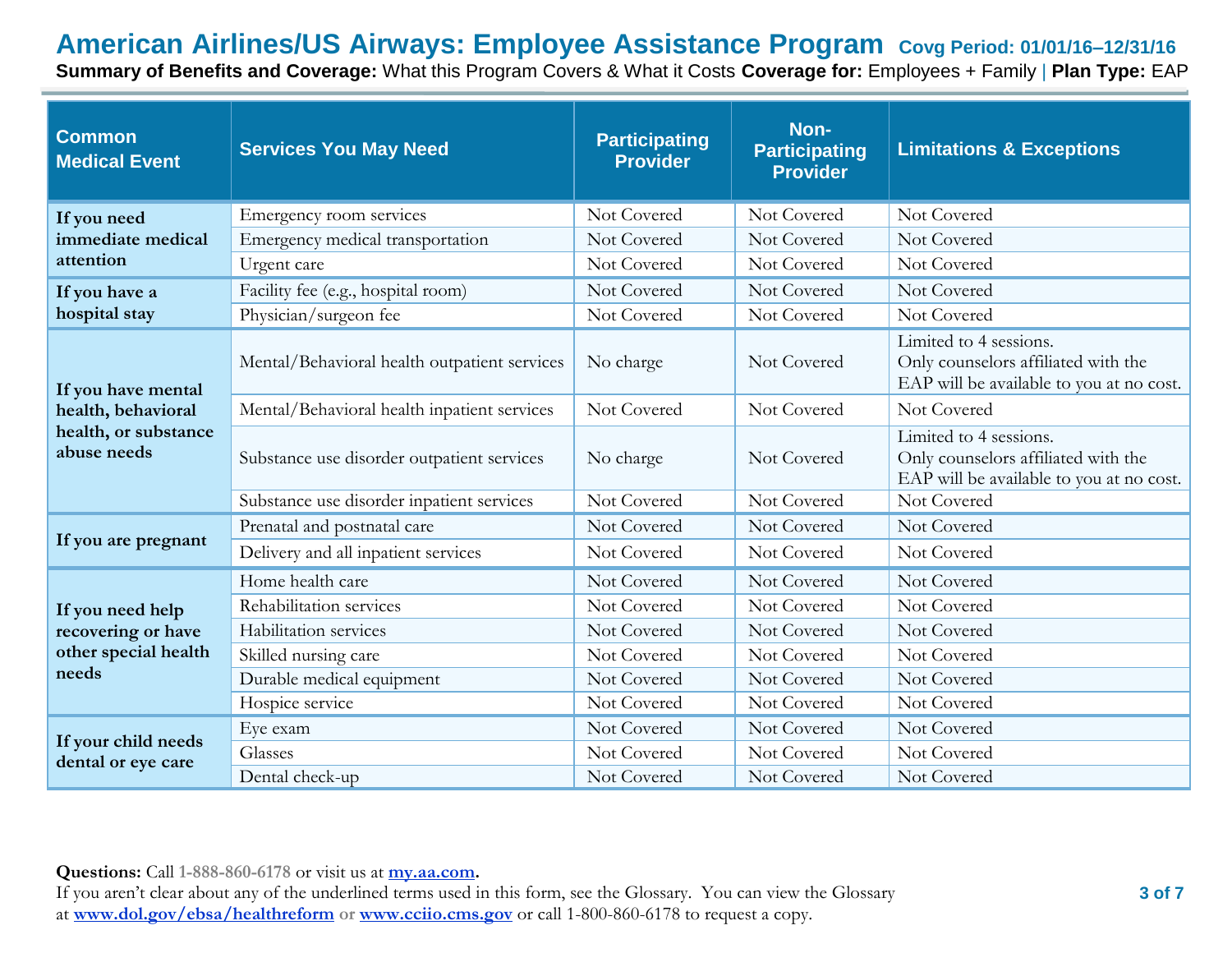# American Airlines/US Airways: Employee Assistance Program **Covg Period: 01/01/16–12/31/16**

**Summary of Benefits and Coverage:** What this Program Covers & What it Costs **Coverage for:** Employees + Family | **Plan Type:** EAP

| Common Medical Event | Services You May Need | Participating Provider | Non-Participating Provider | Limitations & Exceptions |
|---|---|---|---|---|
| **If you need immediate medical attention** | Emergency room services | Not Covered | Not Covered | Not Covered |
| | Emergency medical transportation | Not Covered | Not Covered | Not Covered |
| | Urgent care | Not Covered | Not Covered | Not Covered |
| **If you have a hospital stay** | Facility fee (e.g., hospital room) | Not Covered | Not Covered | Not Covered |
| | Physician/surgeon fee | Not Covered | Not Covered | Not Covered |
| **If you have mental health, behavioral health, or substance abuse needs** | Mental/Behavioral health outpatient services | No charge | Not Covered | Limited to 4 sessions. Only counselors affiliated with the EAP will be available to you at no cost. |
| | Mental/Behavioral health inpatient services | Not Covered | Not Covered | Not Covered |
| | Substance use disorder outpatient services | No charge | Not Covered | Limited to 4 sessions. Only counselors affiliated with the EAP will be available to you at no cost. |
| | Substance use disorder inpatient services | Not Covered | Not Covered | Not Covered |
| **If you are pregnant** | Prenatal and postnatal care | Not Covered | Not Covered | Not Covered |
| | Delivery and all inpatient services | Not Covered | Not Covered | Not Covered |
| **If you need help recovering or have other special health needs** | Home health care | Not Covered | Not Covered | Not Covered |
| | Rehabilitation services | Not Covered | Not Covered | Not Covered |
| | Habilitation services | Not Covered | Not Covered | Not Covered |
| | Skilled nursing care | Not Covered | Not Covered | Not Covered |
| | Durable medical equipment | Not Covered | Not Covered | Not Covered |
| | Hospice service | Not Covered | Not Covered | Not Covered |
| **If your child needs dental or eye care** | Eye exam | Not Covered | Not Covered | Not Covered |
| | Glasses | Not Covered | Not Covered | Not Covered |
| | Dental check-up | Not Covered | Not Covered | Not Covered |

**Questions:** Call **1-888-860-6178** or visit us at **my.aa.com**.
If you aren't clear about any of the underlined terms used in this form, see the Glossary. You can view the Glossary at **www.dol.gov/ebsa/healthreform** or **www.cciio.cms.gov** or call 1-800-860-6178 to request a copy.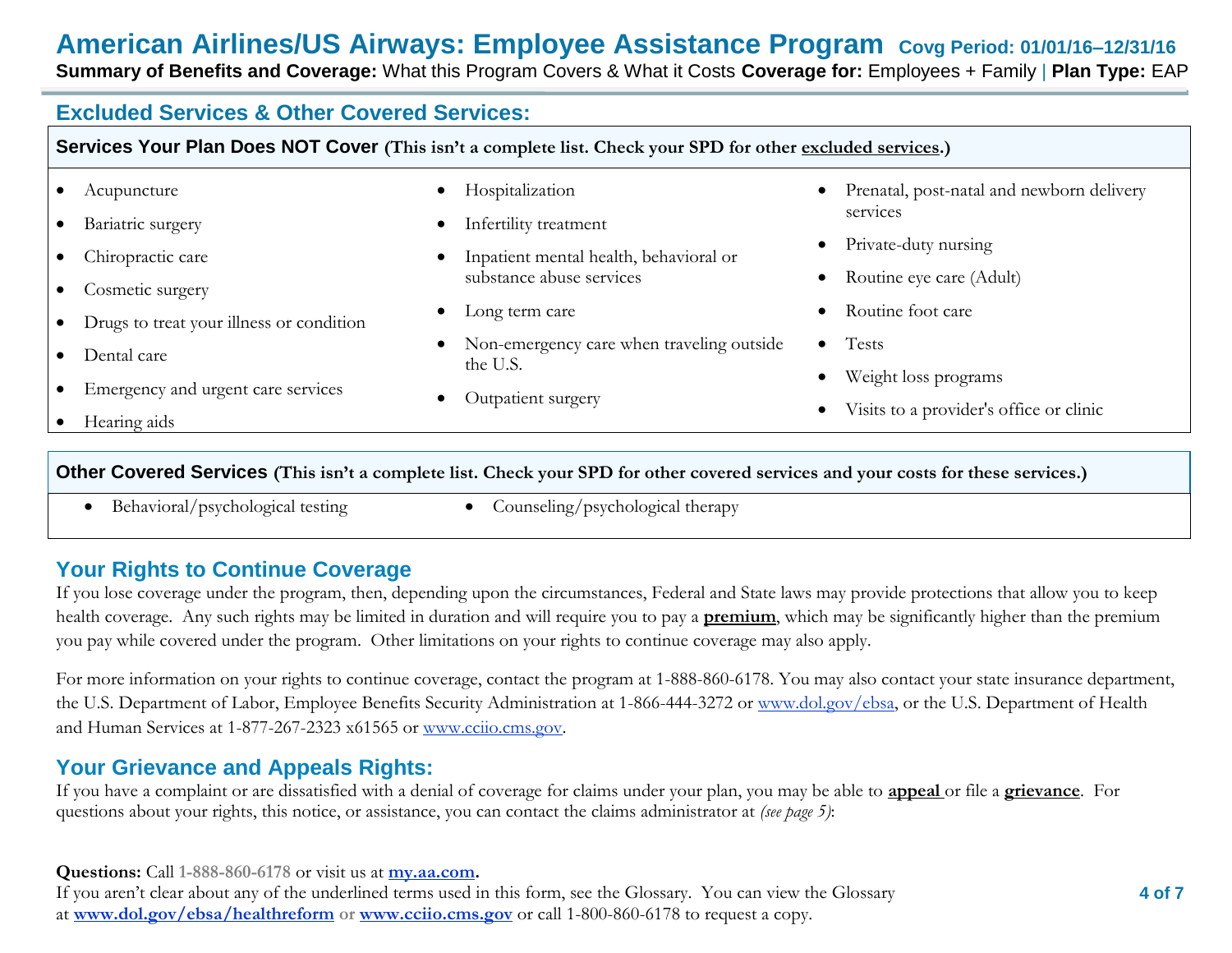# American Airlines/US Airways: Employee Assistance Program **Covg Period: 01/01/16–12/31/16**

**Summary of Benefits and Coverage:** What this Program Covers & What it Costs **Coverage for:** Employees + Family | **Plan Type:** EAP

## Excluded Services & Other Covered Services:

### Services Your Plan Does NOT Cover (This isn't a complete list. Check your SPD for other excluded services.)

- Acupuncture
- Bariatric surgery
- Chiropractic care
- Cosmetic surgery
- Drugs to treat your illness or condition
- Dental care
- Emergency and urgent care services
- Hearing aids
- Hospitalization
- Infertility treatment
- Inpatient mental health, behavioral or substance abuse services
- Long term care
- Non-emergency care when traveling outside the U.S.
- Outpatient surgery
- Prenatal, post-natal and newborn delivery services
- Private-duty nursing
- Routine eye care (Adult)
- Routine foot care
- Tests
- Weight loss programs
- Visits to a provider's office or clinic

### Other Covered Services (This isn't a complete list. Check your SPD for other covered services and your costs for these services.)

- Behavioral/psychological testing
- Counseling/psychological therapy

## Your Rights to Continue Coverage

If you lose coverage under the program, then, depending upon the circumstances, Federal and State laws may provide protections that allow you to keep health coverage. Any such rights may be limited in duration and will require you to pay a **premium**, which may be significantly higher than the premium you pay while covered under the program. Other limitations on your rights to continue coverage may also apply.

For more information on your rights to continue coverage, contact the program at 1-888-860-6178. You may also contact your state insurance department, the U.S. Department of Labor, Employee Benefits Security Administration at 1-866-444-3272 or www.dol.gov/ebsa, or the U.S. Department of Health and Human Services at 1-877-267-2323 x61565 or www.cciio.cms.gov.

## Your Grievance and Appeals Rights:

If you have a complaint or are dissatisfied with a denial of coverage for claims under your plan, you may be able to **appeal** or file a **grievance**. For questions about your rights, this notice, or assistance, you can contact the claims administrator at *(see page 5)*:

**Questions:** Call **1-888-860-6178** or visit us at **my.aa.com.**
If you aren't clear about any of the underlined terms used in this form, see the Glossary. You can view the Glossary at **www.dol.gov/ebsa/healthreform** or **www.cciio.cms.gov** or call 1-800-860-6178 to request a copy.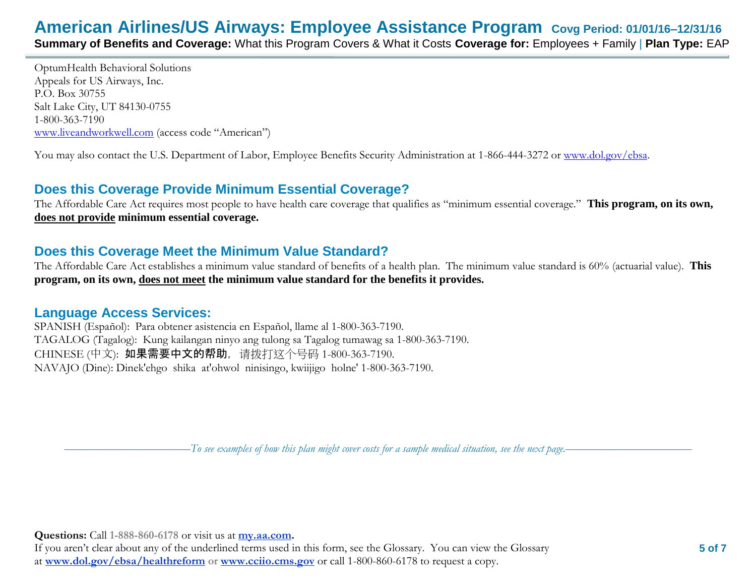OptumHealth Behavioral Solutions
Appeals for US Airways, Inc.
P.O. Box 30755
Salt Lake City, UT 84130-0755
1-800-363-7190
www.liveandworkwell.com (access code "American")

You may also contact the U.S. Department of Labor, Employee Benefits Security Administration at 1-866-444-3272 or www.dol.gov/ebsa.

## Does this Coverage Provide Minimum Essential Coverage?

The Affordable Care Act requires most people to have health care coverage that qualifies as "minimum essential coverage." **This program, on its own, does not provide minimum essential coverage.**

## Does this Coverage Meet the Minimum Value Standard?

The Affordable Care Act establishes a minimum value standard of benefits of a health plan. The minimum value standard is 60% (actuarial value). **This program, on its own, does not meet the minimum value standard for the benefits it provides.**

## Language Access Services:

SPANISH (Español): Para obtener asistencia en Español, llame al 1-800-363-7190.
TAGALOG (Tagalog): Kung kailangan ninyo ang tulong sa Tagalog tumawag sa 1-800-363-7190.
CHINESE (中文): **如果需要中文的帮助**，请拨打这个号码 1-800-363-7190.
NAVAJO (Dine): Dinek'ehgo shika at'ohwol ninisingo, kwiijigo holne' 1-800-363-7190.

*To see examples of how this plan might cover costs for a sample medical situation, see the next page.*

**Questions:** Call **1-888-860-6178** or visit us at **my.aa.com.**
If you aren't clear about any of the underlined terms used in this form, see the Glossary. You can view the Glossary at **www.dol.gov/ebsa/healthreform** or **www.cciio.cms.gov** or call 1-800-860-6178 to request a copy.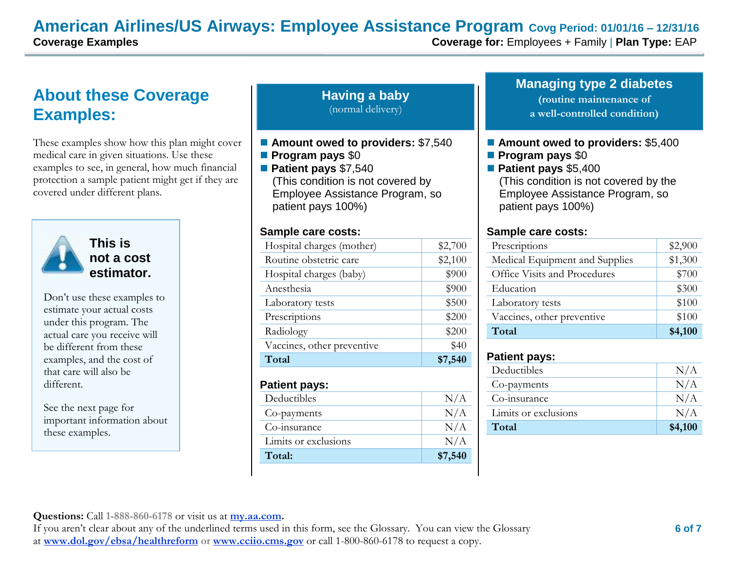# American Airlines/US Airways: Employee Assistance Program

**Covg Period: 01/01/16 – 12/31/16**

**Coverage Examples**

**Coverage for:** Employees + Family | **Plan Type:** EAP

## About these Coverage Examples:

These examples show how this plan might cover medical care in given situations. Use these examples to see, in general, how much financial protection a sample patient might get if they are covered under different plans.

**This is not a cost estimator.**

Don't use these examples to estimate your actual costs under this program. The actual care you receive will be different from these examples, and the cost of that care will also be different.

See the next page for important information about these examples.

## Having a baby
(normal delivery)

- **Amount owed to providers:** $7,540
- **Program pays** $0
- **Patient pays** $7,540
  (This condition is not covered by Employee Assistance Program, so patient pays 100%)

**Sample care costs:**

| | |
|---|---|
| Hospital charges (mother) | $2,700 |
| Routine obstetric care | $2,100 |
| Hospital charges (baby) | $900 |
| Anesthesia | $900 |
| Laboratory tests | $500 |
| Prescriptions | $200 |
| Radiology | $200 |
| Vaccines, other preventive | $40 |
| **Total** | **$7,540** |

**Patient pays:**

| | |
|---|---|
| Deductibles | N/A |
| Co-payments | N/A |
| Co-insurance | N/A |
| Limits or exclusions | N/A |
| **Total:** | **$7,540** |

## Managing type 2 diabetes
(routine maintenance of a well-controlled condition)

- **Amount owed to providers:** $5,400
- **Program pays** $0
- **Patient pays** $5,400
  (This condition is not covered by the Employee Assistance Program, so patient pays 100%)

**Sample care costs:**

| | |
|---|---|
| Prescriptions | $2,900 |
| Medical Equipment and Supplies | $1,300 |
| Office Visits and Procedures | $700 |
| Education | $300 |
| Laboratory tests | $100 |
| Vaccines, other preventive | $100 |
| **Total** | **$4,100** |

**Patient pays:**

| | |
|---|---|
| Deductibles | N/A |
| Co-payments | N/A |
| Co-insurance | N/A |
| Limits or exclusions | N/A |
| **Total** | **$4,100** |

**Questions:** Call 1-888-860-6178 or visit us at **my.aa.com**.
If you aren't clear about any of the underlined terms used in this form, see the Glossary. You can view the Glossary at **www.dol.gov/ebsa/healthreform** or **www.cciio.cms.gov** or call 1-800-860-6178 to request a copy.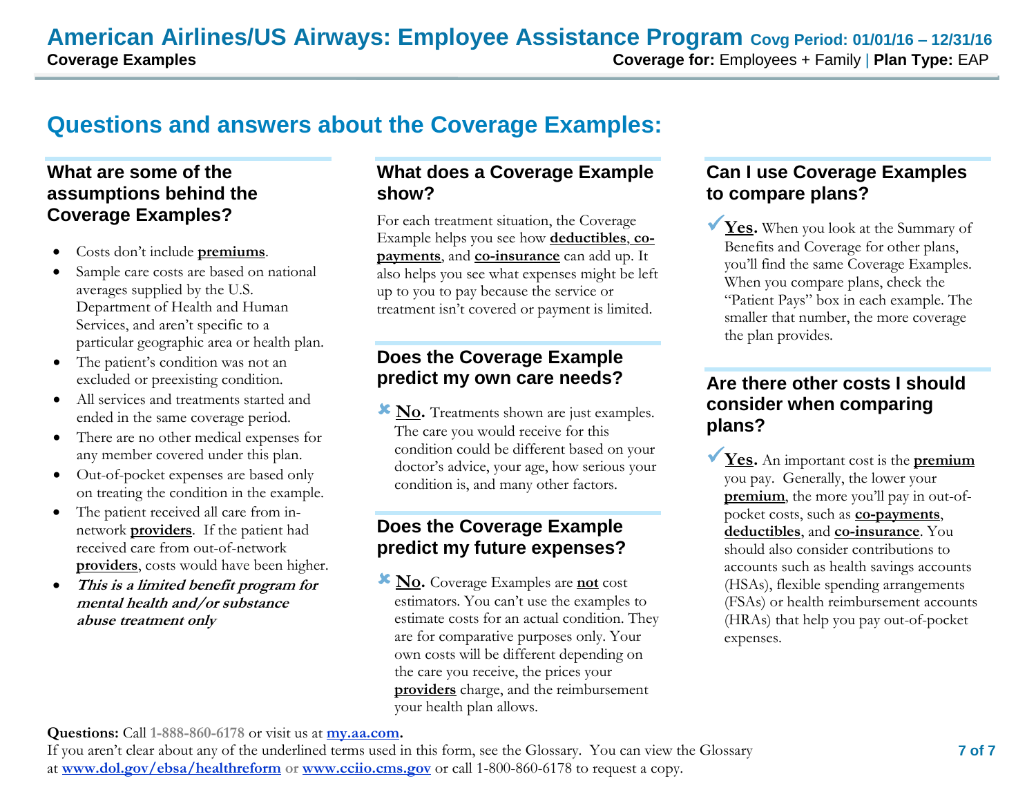# American Airlines/US Airways: Employee Assistance Program Covg Period: 01/01/16 – 12/31/16

**Coverage Examples** **Coverage for:** Employees + Family | **Plan Type:** EAP

## Questions and answers about the Coverage Examples:

### What are some of the assumptions behind the Coverage Examples?

- Costs don't include **premiums**.
- Sample care costs are based on national averages supplied by the U.S. Department of Health and Human Services, and aren't specific to a particular geographic area or health plan.
- The patient's condition was not an excluded or preexisting condition.
- All services and treatments started and ended in the same coverage period.
- There are no other medical expenses for any member covered under this plan.
- Out-of-pocket expenses are based only on treating the condition in the example.
- The patient received all care from in-network **providers**. If the patient had received care from out-of-network **providers**, costs would have been higher.
- ***This is a limited benefit program for mental health and/or substance abuse treatment only***

### What does a Coverage Example show?

For each treatment situation, the Coverage Example helps you see how **deductibles**, **co-payments**, and **co-insurance** can add up. It also helps you see what expenses might be left up to you to pay because the service or treatment isn't covered or payment is limited.

### Does the Coverage Example predict my own care needs?

✘ **No.** Treatments shown are just examples. The care you would receive for this condition could be different based on your doctor's advice, your age, how serious your condition is, and many other factors.

### Does the Coverage Example predict my future expenses?

✘ **No.** Coverage Examples are **not** cost estimators. You can't use the examples to estimate costs for an actual condition. They are for comparative purposes only. Your own costs will be different depending on the care you receive, the prices your **providers** charge, and the reimbursement your health plan allows.

### Can I use Coverage Examples to compare plans?

✓ **Yes.** When you look at the Summary of Benefits and Coverage for other plans, you'll find the same Coverage Examples. When you compare plans, check the "Patient Pays" box in each example. The smaller that number, the more coverage the plan provides.

### Are there other costs I should consider when comparing plans?

✓ **Yes.** An important cost is the **premium** you pay. Generally, the lower your **premium**, the more you'll pay in out-of-pocket costs, such as **co-payments**, **deductibles**, and **co-insurance**. You should also consider contributions to accounts such as health savings accounts (HSAs), flexible spending arrangements (FSAs) or health reimbursement accounts (HRAs) that help you pay out-of-pocket expenses.

**Questions:** Call **1-888-860-6178** or visit us at **my.aa.com.**
If you aren't clear about any of the underlined terms used in this form, see the Glossary. You can view the Glossary at **www.dol.gov/ebsa/healthreform** or **www.cciio.cms.gov** or call 1-800-860-6178 to request a copy.